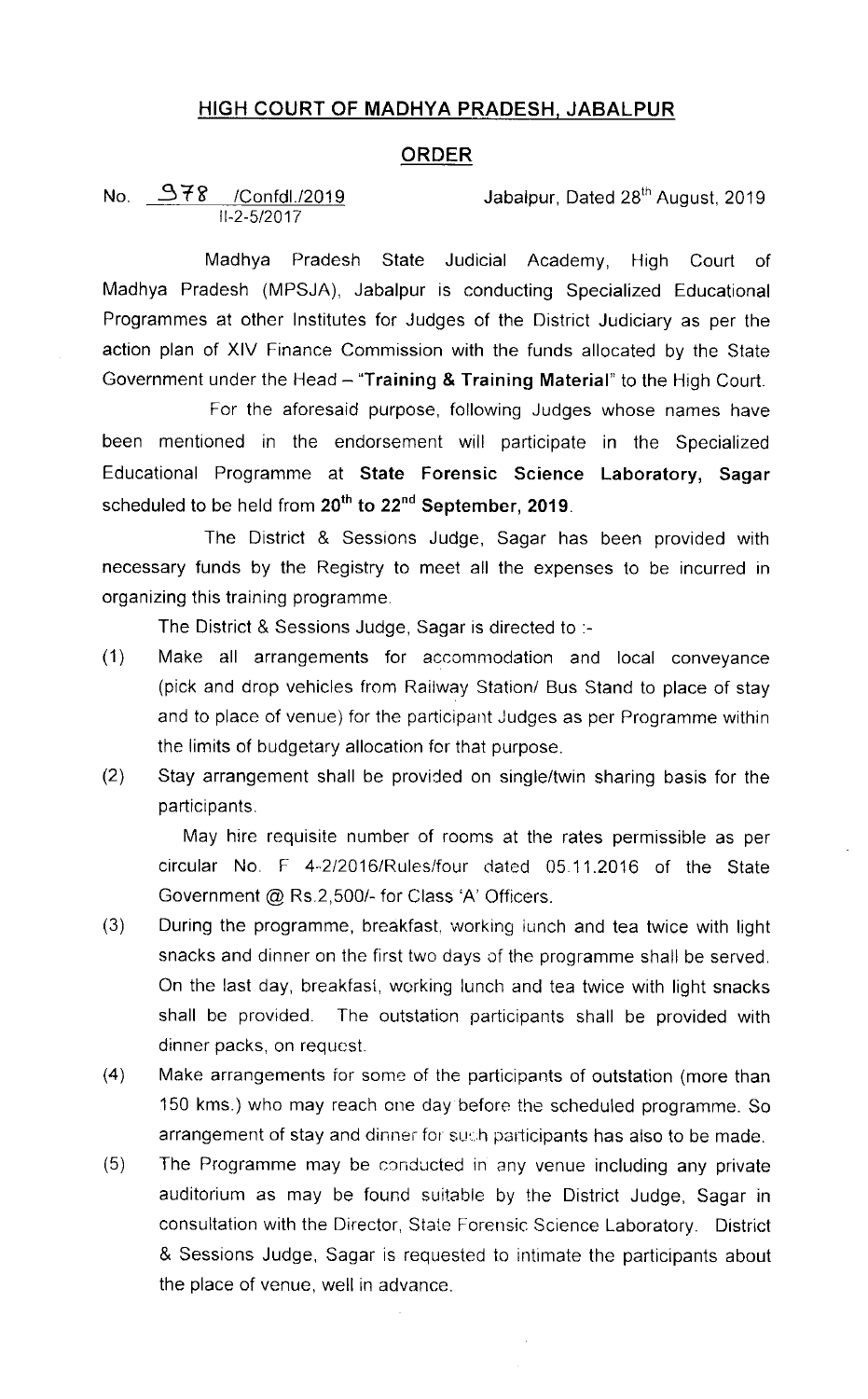# HIGH COURT OF MADHYA PRADESH, JABALPUR

## ORDER

No. 378 /Confdl./2019 Jabalpur, Dated 28th August, 2019
II-2-5/2017

Madhya Pradesh State Judicial Academy, High Court of Madhya Pradesh (MPSJA), Jabalpur is conducting Specialized Educational Programmes at other Institutes for Judges of the District Judiciary as per the action plan of XIV Finance Commission with the funds allocated by the State Government under the Head – "**Training & Training Material**" to the High Court.

For the aforesaid purpose, following Judges whose names have been mentioned in the endorsement will participate in the Specialized Educational Programme at **State Forensic Science Laboratory, Sagar** scheduled to be held from **20th to 22nd September, 2019**.

The District & Sessions Judge, Sagar has been provided with necessary funds by the Registry to meet all the expenses to be incurred in organizing this training programme.

The District & Sessions Judge, Sagar is directed to :-

(1) Make all arrangements for accommodation and local conveyance (pick and drop vehicles from Railway Station/ Bus Stand to place of stay and to place of venue) for the participant Judges as per Programme within the limits of budgetary allocation for that purpose.

(2) Stay arrangement shall be provided on single/twin sharing basis for the participants.

May hire requisite number of rooms at the rates permissible as per circular No. F 4-2/2016/Rules/four dated 05.11.2016 of the State Government @ Rs.2,500/- for Class 'A' Officers.

(3) During the programme, breakfast, working lunch and tea twice with light snacks and dinner on the first two days of the programme shall be served. On the last day, breakfast, working lunch and tea twice with light snacks shall be provided. The outstation participants shall be provided with dinner packs, on request.

(4) Make arrangements for some of the participants of outstation (more than 150 kms.) who may reach one day before the scheduled programme. So arrangement of stay and dinner for such participants has also to be made.

(5) The Programme may be conducted in any venue including any private auditorium as may be found suitable by the District Judge, Sagar in consultation with the Director, State Forensic Science Laboratory. District & Sessions Judge, Sagar is requested to intimate the participants about the place of venue, well in advance.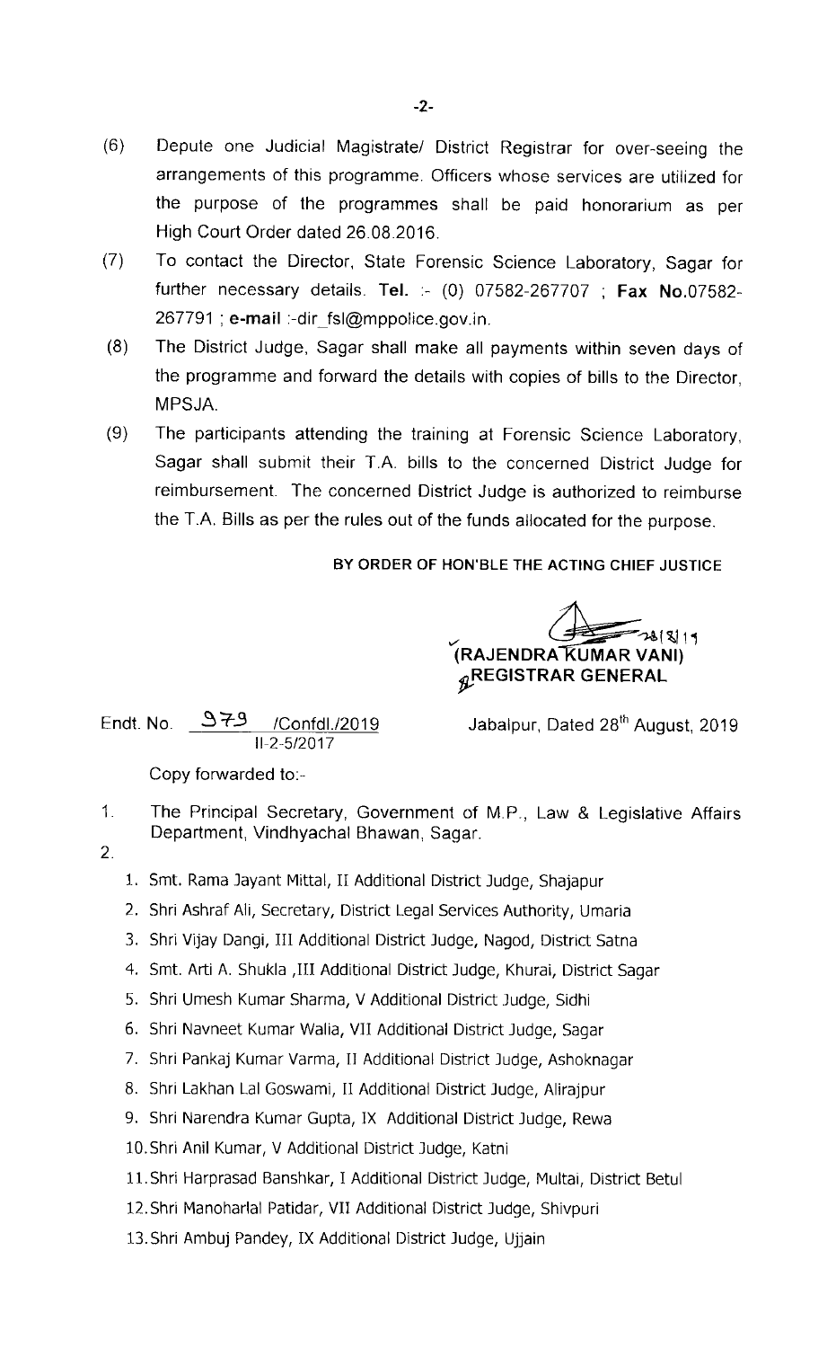(6) Depute one Judicial Magistrate/ District Registrar for over-seeing the arrangements of this programme. Officers whose services are utilized for the purpose of the programmes shall be paid honorarium as per High Court Order dated 26.08.2016.

(7) To contact the Director, State Forensic Science Laboratory, Sagar for further necessary details. **Tel.** :- (0) 07582-267707 ; **Fax No.**07582-267791 ; **e-mail** :-dir_fsl@mppolice.gov.in.

(8) The District Judge, Sagar shall make all payments within seven days of the programme and forward the details with copies of bills to the Director, MPSJA.

(9) The participants attending the training at Forensic Science Laboratory, Sagar shall submit their T.A. bills to the concerned District Judge for reimbursement. The concerned District Judge is authorized to reimburse the T.A. Bills as per the rules out of the funds allocated for the purpose.

**BY ORDER OF HON'BLE THE ACTING CHIEF JUSTICE**

28/8/19

**(RAJENDRA KUMAR VANI)**
**REGISTRAR GENERAL**

Endt. No. 979 /Confdl./2019
II-2-5/2017

Jabalpur, Dated 28th August, 2019

Copy forwarded to:-

1. The Principal Secretary, Government of M.P., Law & Legislative Affairs Department, Vindhyachal Bhawan, Sagar.
2. 
    1. Smt. Rama Jayant Mittal, II Additional District Judge, Shajapur
    2. Shri Ashraf Ali, Secretary, District Legal Services Authority, Umaria
    3. Shri Vijay Dangi, III Additional District Judge, Nagod, District Satna
    4. Smt. Arti A. Shukla ,III Additional District Judge, Khurai, District Sagar
    5. Shri Umesh Kumar Sharma, V Additional District Judge, Sidhi
    6. Shri Navneet Kumar Walia, VII Additional District Judge, Sagar
    7. Shri Pankaj Kumar Varma, II Additional District Judge, Ashoknagar
    8. Shri Lakhan Lal Goswami, II Additional District Judge, Alirajpur
    9. Shri Narendra Kumar Gupta, IX Additional District Judge, Rewa
    10. Shri Anil Kumar, V Additional District Judge, Katni
    11. Shri Harprasad Banshkar, I Additional District Judge, Multai, District Betul
    12. Shri Manoharlal Patidar, VII Additional District Judge, Shivpuri
    13. Shri Ambuj Pandey, IX Additional District Judge, Ujjain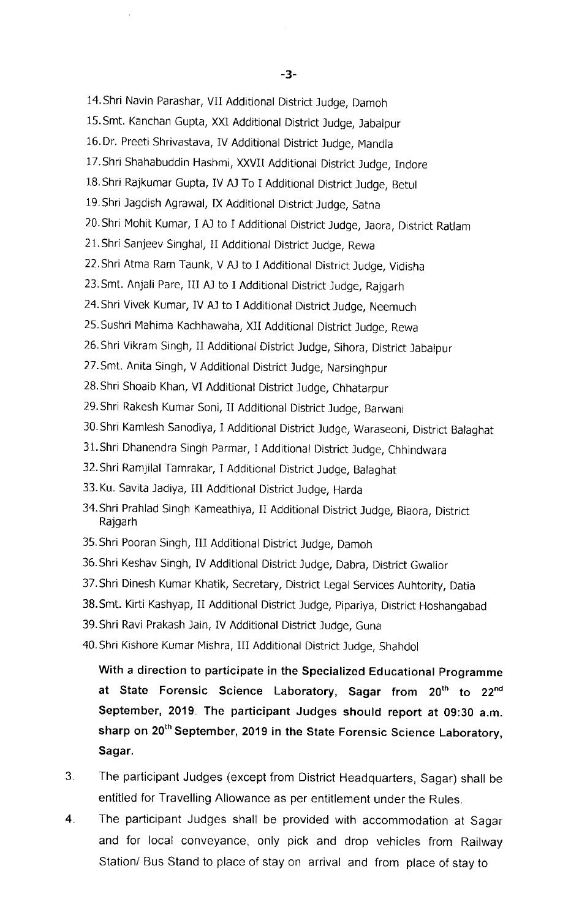14. Shri Navin Parashar, VII Additional District Judge, Damoh
15. Smt. Kanchan Gupta, XXI Additional District Judge, Jabalpur
16. Dr. Preeti Shrivastava, IV Additional District Judge, Mandla
17. Shri Shahabuddin Hashmi, XXVII Additional District Judge, Indore
18. Shri Rajkumar Gupta, IV AJ To I Additional District Judge, Betul
19. Shri Jagdish Agrawal, IX Additional District Judge, Satna
20. Shri Mohit Kumar, I AJ to I Additional District Judge, Jaora, District Ratlam
21. Shri Sanjeev Singhal, II Additional District Judge, Rewa
22. Shri Atma Ram Taunk, V AJ to I Additional District Judge, Vidisha
23. Smt. Anjali Pare, III AJ to I Additional District Judge, Rajgarh
24. Shri Vivek Kumar, IV AJ to I Additional District Judge, Neemuch
25. Sushri Mahima Kachhawaha, XII Additional District Judge, Rewa
26. Shri Vikram Singh, II Additional District Judge, Sihora, District Jabalpur
27. Smt. Anita Singh, V Additional District Judge, Narsinghpur
28. Shri Shoaib Khan, VI Additional District Judge, Chhatarpur
29. Shri Rakesh Kumar Soni, II Additional District Judge, Barwani
30. Shri Kamlesh Sanodiya, I Additional District Judge, Waraseoni, District Balaghat
31. Shri Dhanendra Singh Parmar, I Additional District Judge, Chhindwara
32. Shri Ramjilal Tamrakar, I Additional District Judge, Balaghat
33. Ku. Savita Jadiya, III Additional District Judge, Harda
34. Shri Prahlad Singh Kameathiya, II Additional District Judge, Biaora, District Rajgarh
35. Shri Pooran Singh, III Additional District Judge, Damoh
36. Shri Keshav Singh, IV Additional District Judge, Dabra, District Gwalior
37. Shri Dinesh Kumar Khatik, Secretary, District Legal Services Auhtority, Datia
38. Smt. Kirti Kashyap, II Additional District Judge, Pipariya, District Hoshangabad
39. Shri Ravi Prakash Jain, IV Additional District Judge, Guna
40. Shri Kishore Kumar Mishra, III Additional District Judge, Shahdol

**With a direction to participate in the Specialized Educational Programme at State Forensic Science Laboratory, Sagar from 20th to 22nd September, 2019. The participant Judges should report at 09:30 a.m. sharp on 20th September, 2019 in the State Forensic Science Laboratory, Sagar.**

3. The participant Judges (except from District Headquarters, Sagar) shall be entitled for Travelling Allowance as per entitlement under the Rules.

4. The participant Judges shall be provided with accommodation at Sagar and for local conveyance, only pick and drop vehicles from Railway Station/ Bus Stand to place of stay on arrival and from place of stay to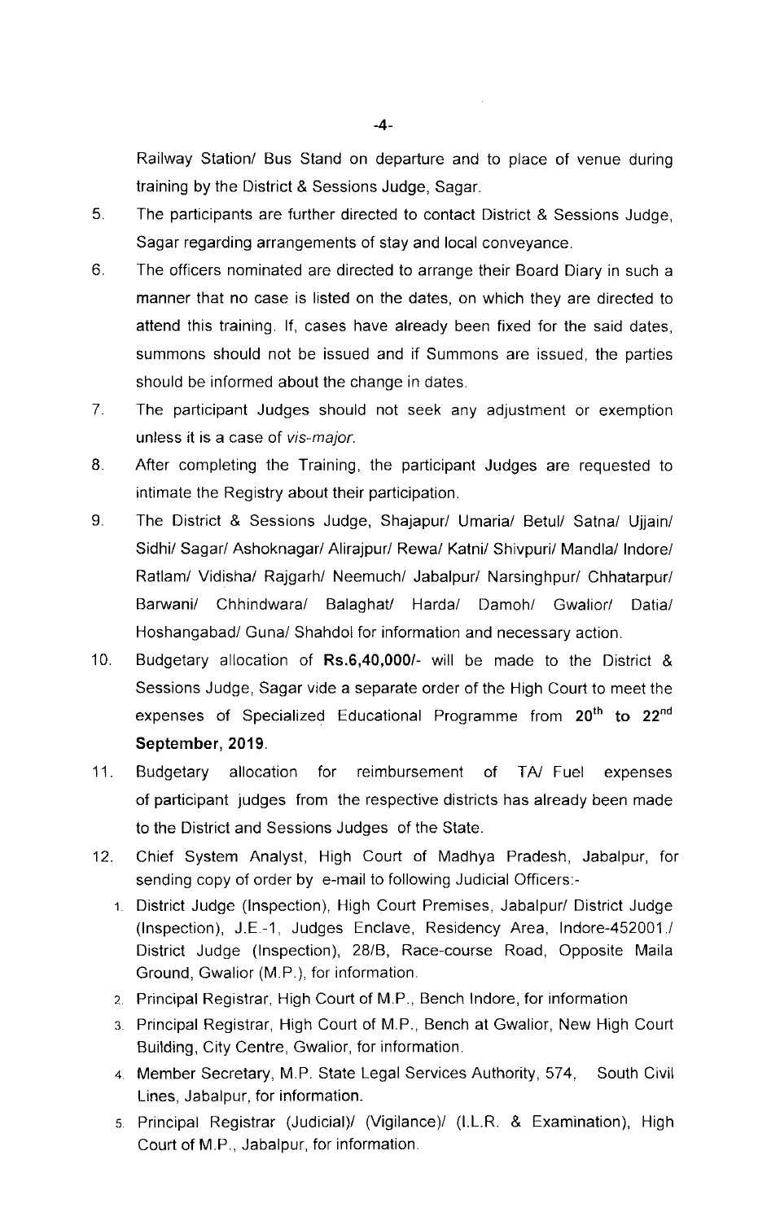Railway Station/ Bus Stand on departure and to place of venue during training by the District & Sessions Judge, Sagar.

5. The participants are further directed to contact District & Sessions Judge, Sagar regarding arrangements of stay and local conveyance.

6. The officers nominated are directed to arrange their Board Diary in such a manner that no case is listed on the dates, on which they are directed to attend this training. If, cases have already been fixed for the said dates, summons should not be issued and if Summons are issued, the parties should be informed about the change in dates.

7. The participant Judges should not seek any adjustment or exemption unless it is a case of *vis-major*.

8. After completing the Training, the participant Judges are requested to intimate the Registry about their participation.

9. The District & Sessions Judge, Shajapur/ Umaria/ Betul/ Satna/ Ujjain/ Sidhi/ Sagar/ Ashoknagar/ Alirajpur/ Rewa/ Katni/ Shivpuri/ Mandla/ Indore/ Ratlam/ Vidisha/ Rajgarh/ Neemuch/ Jabalpur/ Narsinghpur/ Chhatarpur/ Barwani/ Chhindwara/ Balaghat/ Harda/ Damoh/ Gwalior/ Datia/ Hoshangabad/ Guna/ Shahdol for information and necessary action.

10. Budgetary allocation of **Rs.6,40,000/-** will be made to the District & Sessions Judge, Sagar vide a separate order of the High Court to meet the expenses of Specialized Educational Programme from **20th to 22nd September, 2019**.

11. Budgetary allocation for reimbursement of TA/ Fuel expenses of participant judges from the respective districts has already been made to the District and Sessions Judges of the State.

12. Chief System Analyst, High Court of Madhya Pradesh, Jabalpur, for sending copy of order by e-mail to following Judicial Officers:-

    1. District Judge (Inspection), High Court Premises, Jabalpur/ District Judge (Inspection), J.E.-1, Judges Enclave, Residency Area, Indore-452001./ District Judge (Inspection), 28/B, Race-course Road, Opposite Maila Ground, Gwalior (M.P.), for information.
    2. Principal Registrar, High Court of M.P., Bench Indore, for information
    3. Principal Registrar, High Court of M.P., Bench at Gwalior, New High Court Building, City Centre, Gwalior, for information.
    4. Member Secretary, M.P. State Legal Services Authority, 574, South Civil Lines, Jabalpur, for information.
    5. Principal Registrar (Judicial)/ (Vigilance)/ (I.L.R. & Examination), High Court of M.P., Jabalpur, for information.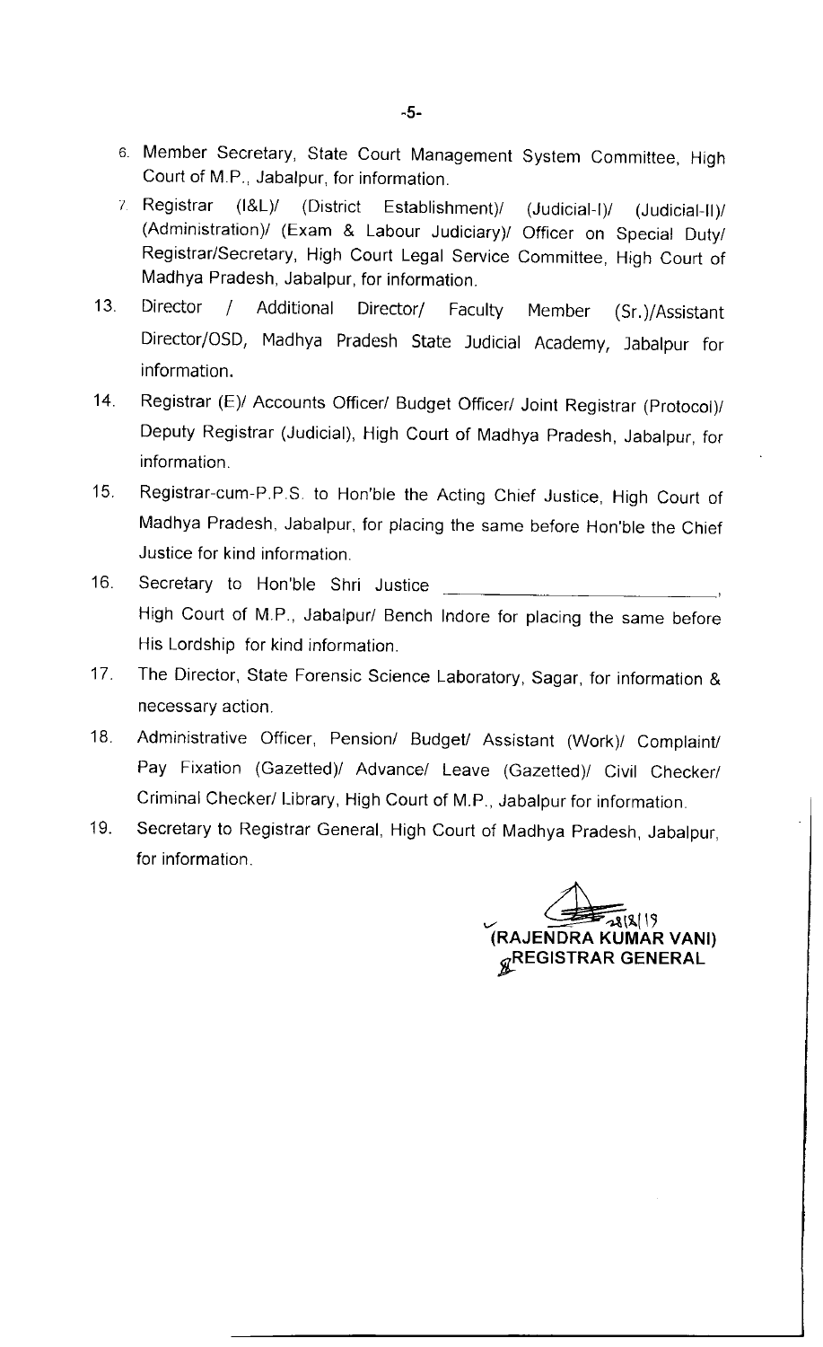6. Member Secretary, State Court Management System Committee, High Court of M.P., Jabalpur, for information.

7. Registrar (I&L)/ (District Establishment)/ (Judicial-I)/ (Judicial-II)/ (Administration)/ (Exam & Labour Judiciary)/ Officer on Special Duty/ Registrar/Secretary, High Court Legal Service Committee, High Court of Madhya Pradesh, Jabalpur, for information.

13. Director / Additional Director/ Faculty Member (Sr.)/Assistant Director/OSD, Madhya Pradesh State Judicial Academy, Jabalpur for information.

14. Registrar (E)/ Accounts Officer/ Budget Officer/ Joint Registrar (Protocol)/ Deputy Registrar (Judicial), High Court of Madhya Pradesh, Jabalpur, for information.

15. Registrar-cum-P.P.S. to Hon'ble the Acting Chief Justice, High Court of Madhya Pradesh, Jabalpur, for placing the same before Hon'ble the Chief Justice for kind information.

16. Secretary to Hon'ble Shri Justice ______________________, High Court of M.P., Jabalpur/ Bench Indore for placing the same before His Lordship for kind information.

17. The Director, State Forensic Science Laboratory, Sagar, for information & necessary action.

18. Administrative Officer, Pension/ Budget/ Assistant (Work)/ Complaint/ Pay Fixation (Gazetted)/ Advance/ Leave (Gazetted)/ Civil Checker/ Criminal Checker/ Library, High Court of M.P., Jabalpur for information.

19. Secretary to Registrar General, High Court of Madhya Pradesh, Jabalpur, for information.

28/8/19

**(RAJENDRA KUMAR VANI)**
**REGISTRAR GENERAL**